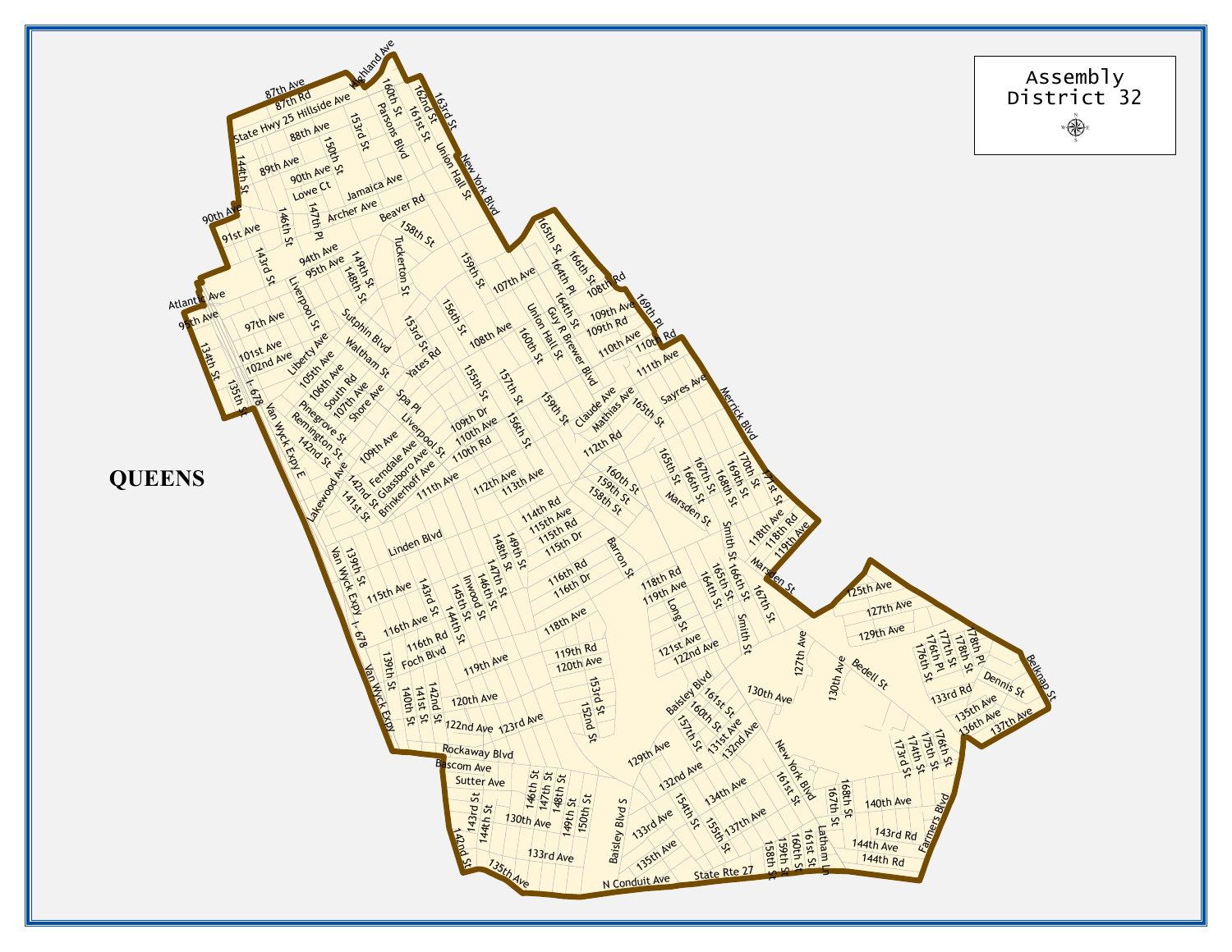# Assembly District 32

QUEENS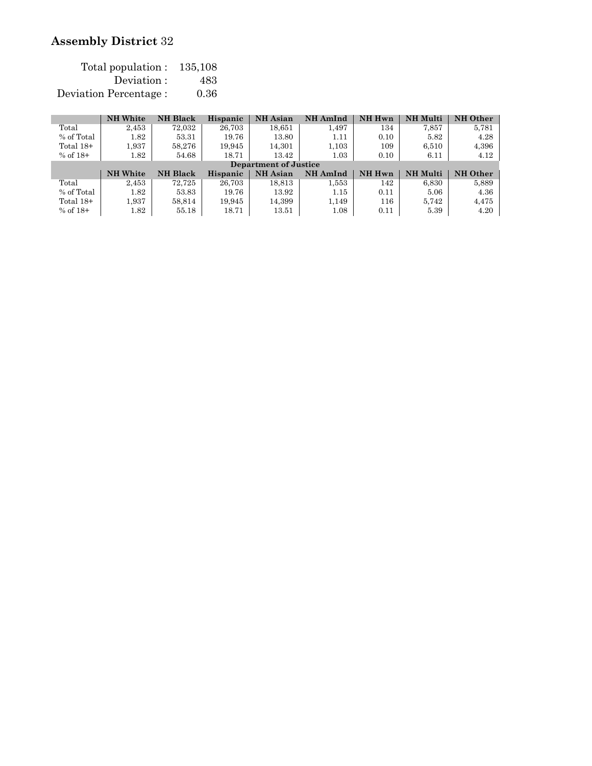# Assembly District 32

Total population : 135,108
Deviation : 483
Deviation Percentage : 0.36

| | NH White | NH Black | Hispanic | NH Asian | NH AmInd | NH Hwn | NH Multi | NH Other |
|---|---|---|---|---|---|---|---|---|
| Total | 2,453 | 72,032 | 26,703 | 18,651 | 1,497 | 134 | 7,857 | 5,781 |
| % of Total | 1.82 | 53.31 | 19.76 | 13.80 | 1.11 | 0.10 | 5.82 | 4.28 |
| Total 18+ | 1,937 | 58,276 | 19,945 | 14,301 | 1,103 | 109 | 6,510 | 4,396 |
| % of 18+ | 1.82 | 54.68 | 18.71 | 13.42 | 1.03 | 0.10 | 6.11 | 4.12 |
| **Department of Justice** | | | | | | | | |
| | **NH White** | **NH Black** | **Hispanic** | **NH Asian** | **NH AmInd** | **NH Hwn** | **NH Multi** | **NH Other** |
| Total | 2,453 | 72,725 | 26,703 | 18,813 | 1,553 | 142 | 6,830 | 5,889 |
| % of Total | 1.82 | 53.83 | 19.76 | 13.92 | 1.15 | 0.11 | 5.06 | 4.36 |
| Total 18+ | 1,937 | 58,814 | 19,945 | 14,399 | 1,149 | 116 | 5,742 | 4,475 |
| % of 18+ | 1.82 | 55.18 | 18.71 | 13.51 | 1.08 | 0.11 | 5.39 | 4.20 |